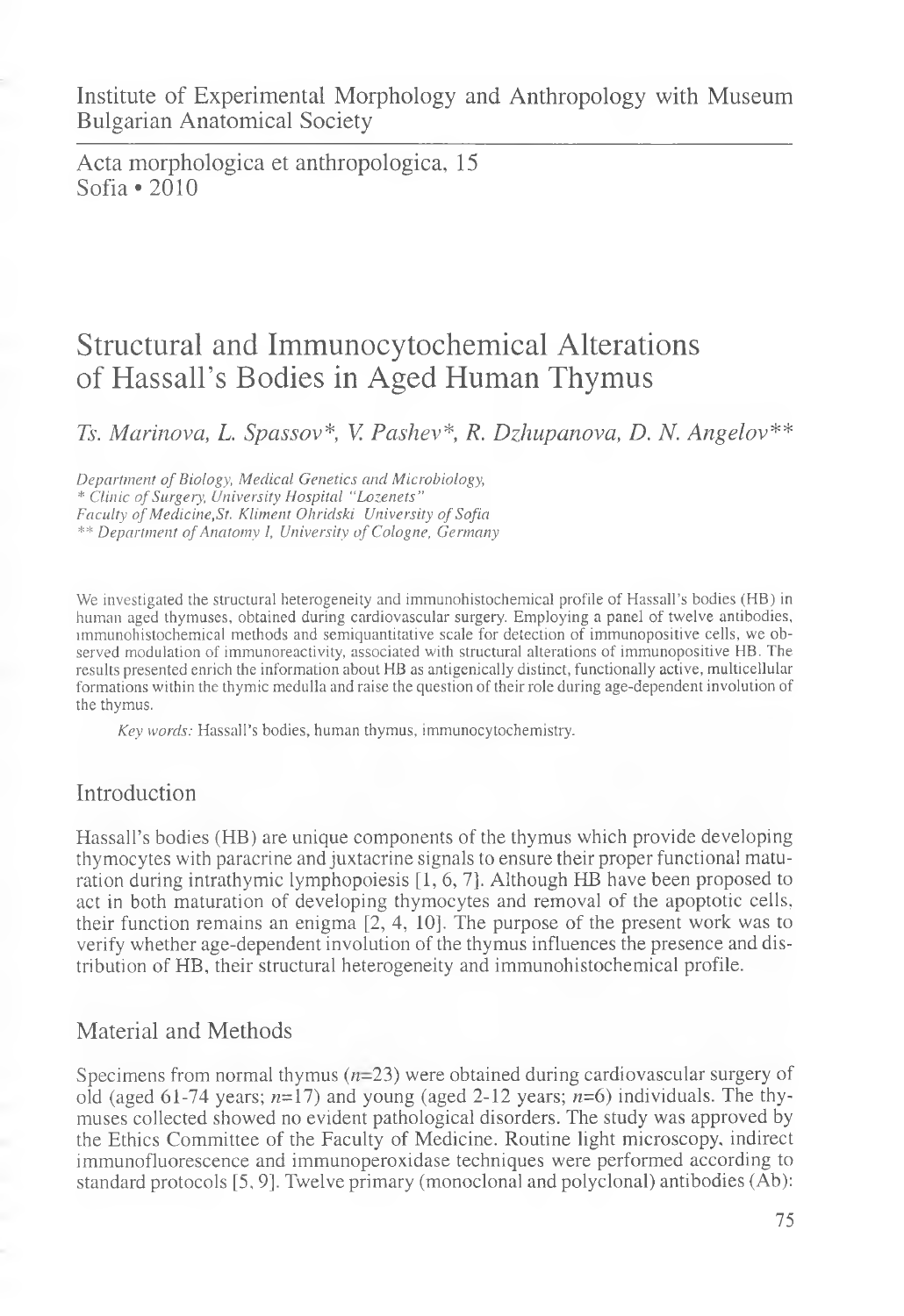Institute of Experimental Morphology and Anthropology with Museum
Bulgarian Anatomical Society

Acta morphologica et anthropologica, 15
Sofia • 2010

# Structural and Immunocytochemical Alterations of Hassall's Bodies in Aged Human Thymus

*Ts. Marinova, L. Spassov\*, V. Pashev\*, R. Dzhupanova, D. N. Angelov\*\**

*Department of Biology, Medical Genetics and Microbiology,*
*\* Clinic of Surgery, University Hospital "Lozenets"*
*Faculty of Medicine, St. Kliment Ohridski University of Sofia*
*\*\* Department of Anatomy I, University of Cologne, Germany*

We investigated the structural heterogeneity and immunohistochemical profile of Hassall's bodies (HB) in human aged thymuses, obtained during cardiovascular surgery. Employing a panel of twelve antibodies, immunohistochemical methods and semiquantitative scale for detection of immunopositive cells, we observed modulation of immunoreactivity, associated with structural alterations of immunopositive HB. The results presented enrich the information about HB as antigenically distinct, functionally active, multicellular formations within the thymic medulla and raise the question of their role during age-dependent involution of the thymus.

*Key words:* Hassall's bodies, human thymus, immunocytochemistry.

## Introduction

Hassall's bodies (HB) are unique components of the thymus which provide developing thymocytes with paracrine and juxtacrine signals to ensure their proper functional maturation during intrathymic lymphopoiesis [1, 6, 7]. Although HB have been proposed to act in both maturation of developing thymocytes and removal of the apoptotic cells, their function remains an enigma [2, 4, 10]. The purpose of the present work was to verify whether age-dependent involution of the thymus influences the presence and distribution of HB, their structural heterogeneity and immunohistochemical profile.

## Material and Methods

Specimens from normal thymus ($n$=23) were obtained during cardiovascular surgery of old (aged 61-74 years; $n$=17) and young (aged 2-12 years; $n$=6) individuals. The thymuses collected showed no evident pathological disorders. The study was approved by the Ethics Committee of the Faculty of Medicine. Routine light microscopy, indirect immunofluorescence and immunoperoxidase techniques were performed according to standard protocols [5, 9]. Twelve primary (monoclonal and polyclonal) antibodies (Ab):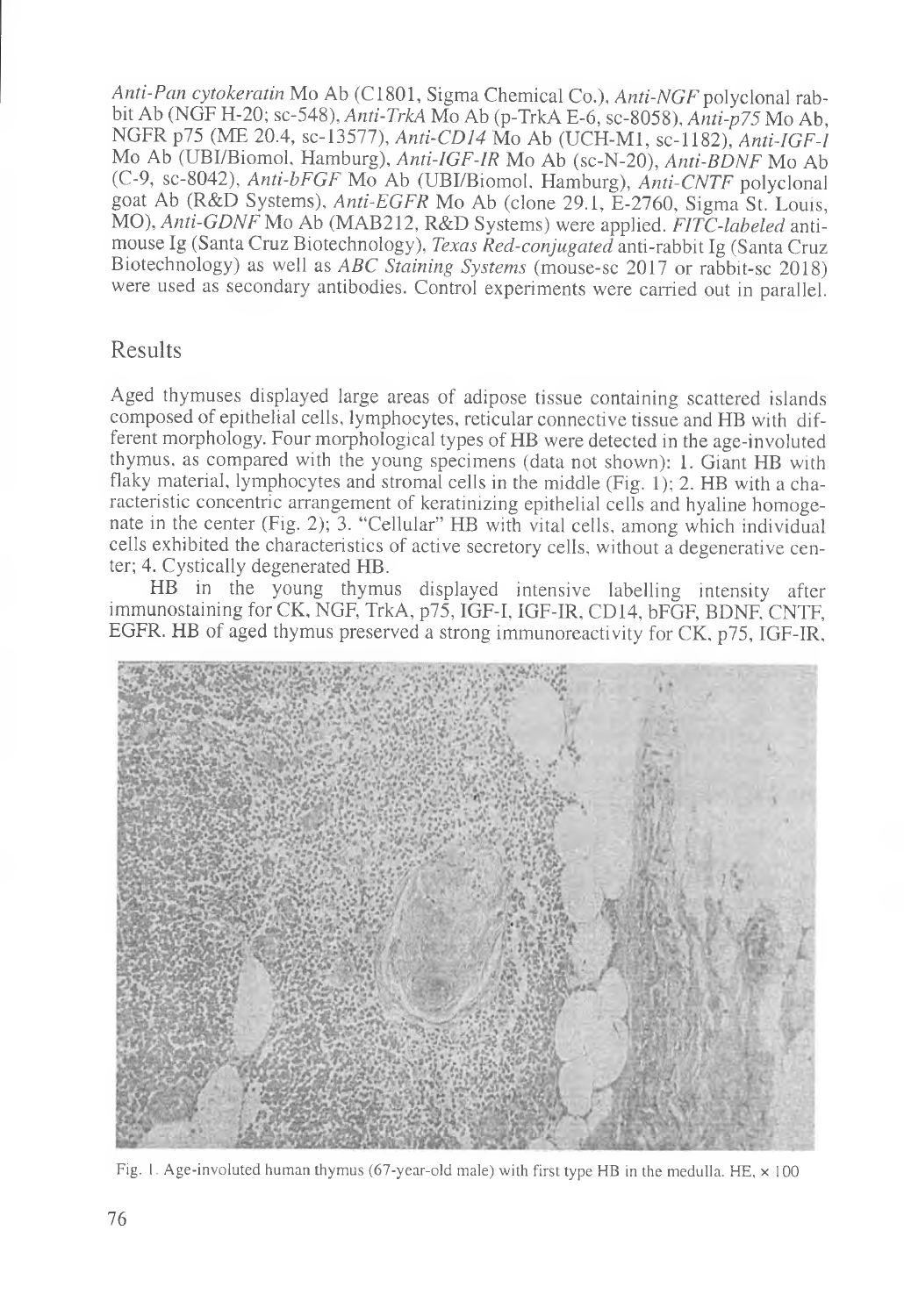*Anti-Pan cytokeratin* Mo Ab (C1801, Sigma Chemical Co.), *Anti-NGF* polyclonal rabbit Ab (NGF H-20; sc-548), *Anti-TrkA* Mo Ab (p-TrkA E-6, sc-8058), *Anti-p75* Mo Ab, NGFR p75 (ME 20.4, sc-13577), *Anti-CD14* Mo Ab (UCH-M1, sc-1182), *Anti-IGF-I* Mo Ab (UBI/Biomol, Hamburg), *Anti-IGF-IR* Mo Ab (sc-N-20), *Anti-BDNF* Mo Ab (C-9, sc-8042), *Anti-bFGF* Mo Ab (UBI/Biomol, Hamburg), *Anti-CNTF* polyclonal goat Ab (R&D Systems), *Anti-EGFR* Mo Ab (clone 29.1, E-2760, Sigma St. Louis, MO), *Anti-GDNF* Mo Ab (MAB212, R&D Systems) were applied. *FITC-labeled* anti-mouse Ig (Santa Cruz Biotechnology), *Texas Red-conjugated* anti-rabbit Ig (Santa Cruz Biotechnology) as well as *ABC Staining Systems* (mouse-sc 2017 or rabbit-sc 2018) were used as secondary antibodies. Control experiments were carried out in parallel.

## Results

Aged thymuses displayed large areas of adipose tissue containing scattered islands composed of epithelial cells, lymphocytes, reticular connective tissue and HB with different morphology. Four morphological types of HB were detected in the age-involuted thymus, as compared with the young specimens (data not shown): 1. Giant HB with flaky material, lymphocytes and stromal cells in the middle (Fig. 1); 2. HB with a characteristic concentric arrangement of keratinizing epithelial cells and hyaline homogenate in the center (Fig. 2); 3. "Cellular" HB with vital cells, among which individual cells exhibited the characteristics of active secretory cells, without a degenerative center; 4. Cystically degenerated HB.

HB in the young thymus displayed intensive labelling intensity after immunostaining for CK, NGF, TrkA, p75, IGF-I, IGF-IR, CD14, bFGF, BDNF, CNTF, EGFR. HB of aged thymus preserved a strong immunoreactivity for CK, p75, IGF-IR,

Fig. 1. Age-involuted human thymus (67-year-old male) with first type HB in the medulla. HE, × 100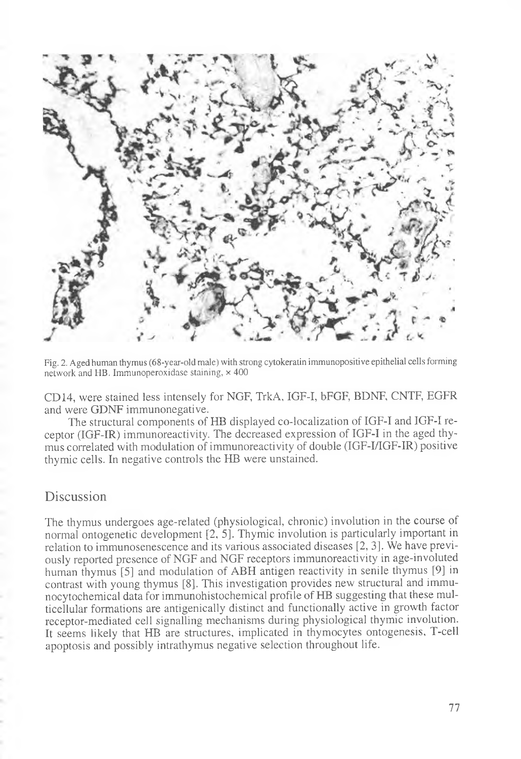Fig. 2. Aged human thymus (68-year-old male) with strong cytokeratin immunopositive epithelial cells forming network and HB. Immunoperoxidase staining, × 400

CD14, were stained less intensely for NGF, TrkA, IGF-I, bFGF, BDNF, CNTF, EGFR and were GDNF immunonegative.

The structural components of HB displayed co-localization of IGF-I and IGF-I receptor (IGF-IR) immunoreactivity. The decreased expression of IGF-I in the aged thymus correlated with modulation of immunoreactivity of double (IGF-I/IGF-IR) positive thymic cells. In negative controls the HB were unstained.

## Discussion

The thymus undergoes age-related (physiological, chronic) involution in the course of normal ontogenetic development [2, 5]. Thymic involution is particularly important in relation to immunosenescence and its various associated diseases [2, 3]. We have previously reported presence of NGF and NGF receptors immunoreactivity in age-involuted human thymus [5] and modulation of ABH antigen reactivity in senile thymus [9] in contrast with young thymus [8]. This investigation provides new structural and immunocytochemical data for immunohistochemical profile of HB suggesting that these multicellular formations are antigenically distinct and functionally active in growth factor receptor-mediated cell signalling mechanisms during physiological thymic involution. It seems likely that HB are structures, implicated in thymocytes ontogenesis, T-cell apoptosis and possibly intrathymus negative selection throughout life.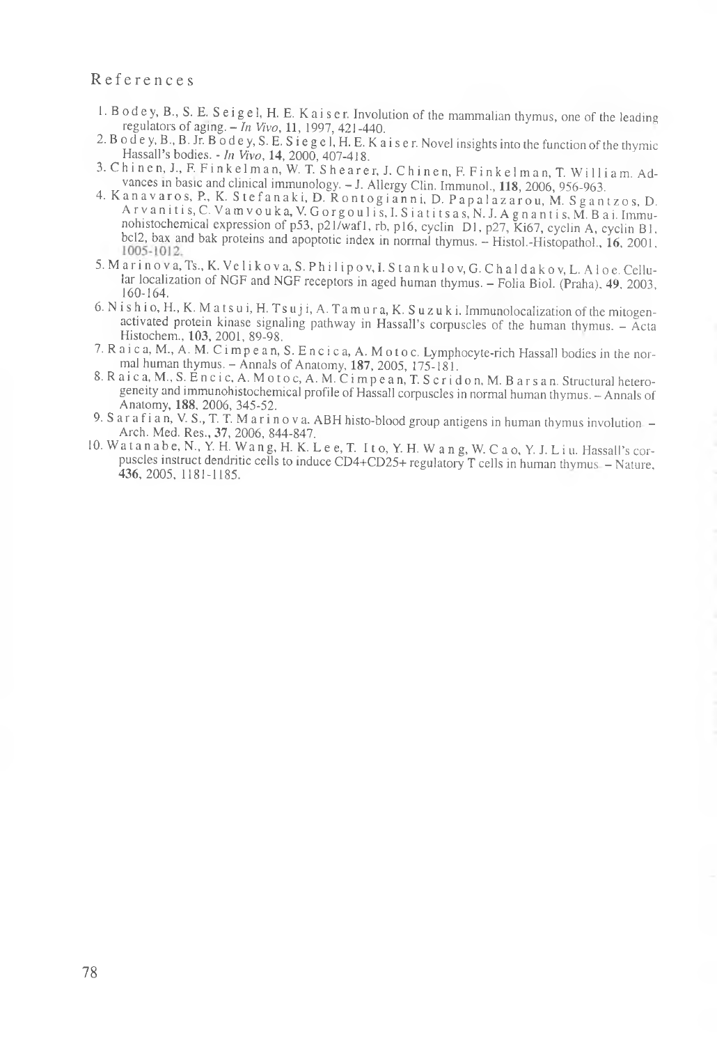## References

1. Bodey, B., S. E. Seigel, H. E. Kaiser. Involution of the mammalian thymus, one of the leading regulators of aging. – *In Vivo*, **11**, 1997, 421-440.
2. Bodey, B., B. Jr. Bodey, S. E. Siegel, H. E. Kaiser. Novel insights into the function of the thymic Hassall's bodies. - *In Vivo*, **14**, 2000, 407-418.
3. Chinen, J., F. Finkelman, W. T. Shearer, J. Chinen, F. Finkelman, T. William. Advances in basic and clinical immunology. – J. Allergy Clin. Immunol., **118**, 2006, 956-963.
4. Kanavaros, P., K. Stefanaki, D. Rontogianni, D. Papalazarou, M. Sgantzos, D. Arvanitis, C. Vamvouka, V. Gorgoulis, I. Siatitsas, N. J. Agnantis, M. Bai. Immunohistochemical expression of p53, p21/waf1, rb, p16, cyclin D1, p27, Ki67, cyclin A, cyclin B1, bcl2, bax and bak proteins and apoptotic index in normal thymus. – Histol.-Histopathol., **16**, 2001, 1005-1012.
5. Marinova, Ts., K. Velikova, S. Philipov, I. Stankulov, G. Chaldakov, L. Aloe. Cellular localization of NGF and NGF receptors in aged human thymus. – Folia Biol. (Praha), **49**, 2003, 160-164.
6. Nishio, H., K. Matsui, H. Tsuji, A. Tamura, K. Suzuki. Immunolocalization of the mitogen-activated protein kinase signaling pathway in Hassall's corpuscles of the human thymus. – Acta Histochem., **103**, 2001, 89-98.
7. Raica, M., A. M. Cimpean, S. Encica, A. Motoc. Lymphocyte-rich Hassall bodies in the normal human thymus. – Annals of Anatomy, **187**, 2005, 175-181.
8. Raica, M., S. Encic, A. Motoc, A. M. Cimpean, T. Scridon, M. Barsan. Structural heterogeneity and immunohistochemical profile of Hassall corpuscles in normal human thymus. – Annals of Anatomy, **188**, 2006, 345-52.
9. Sarafian, V. S., T. T. Marinova. ABH histo-blood group antigens in human thymus involution. – Arch. Med. Res., **37**, 2006, 844-847.
10. Watanabe, N., Y. H. Wang, H. K. Lee, T. Ito, Y. H. Wang, W. Cao, Y. J. Liu. Hassall's corpuscles instruct dendritic cells to induce CD4+CD25+ regulatory T cells in human thymus. – Nature, **436**, 2005, 1181-1185.